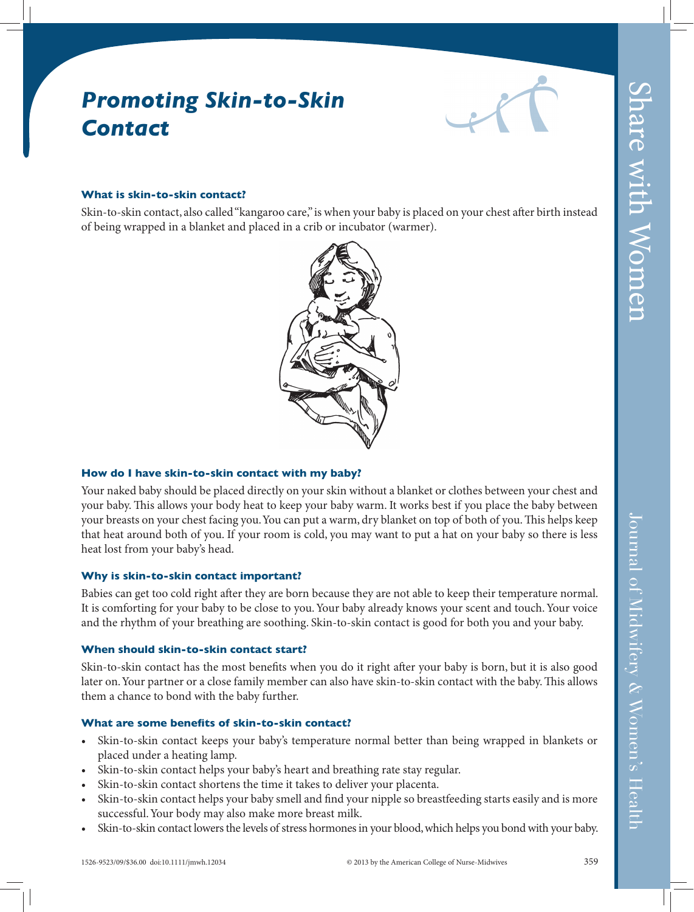# Promoting Skin-to-Skin Contact

### What is skin-to-skin contact?

Skin-to-skin contact, also called "kangaroo care," is when your baby is placed on your chest after birth instead of being wrapped in a blanket and placed in a crib or incubator (warmer).

### How do I have skin-to-skin contact with my baby?

Your naked baby should be placed directly on your skin without a blanket or clothes between your chest and your baby. This allows your body heat to keep your baby warm. It works best if you place the baby between your breasts on your chest facing you. You can put a warm, dry blanket on top of both of you. This helps keep that heat around both of you. If your room is cold, you may want to put a hat on your baby so there is less heat lost from your baby's head.

### Why is skin-to-skin contact important?

Babies can get too cold right after they are born because they are not able to keep their temperature normal. It is comforting for your baby to be close to you. Your baby already knows your scent and touch. Your voice and the rhythm of your breathing are soothing. Skin-to-skin contact is good for both you and your baby.

### When should skin-to-skin contact start?

Skin-to-skin contact has the most benefits when you do it right after your baby is born, but it is also good later on. Your partner or a close family member can also have skin-to-skin contact with the baby. This allows them a chance to bond with the baby further.

### What are some benefits of skin-to-skin contact?

- Skin-to-skin contact keeps your baby's temperature normal better than being wrapped in blankets or placed under a heating lamp.
- Skin-to-skin contact helps your baby's heart and breathing rate stay regular.
- Skin-to-skin contact shortens the time it takes to deliver your placenta.
- Skin-to-skin contact helps your baby smell and find your nipple so breastfeeding starts easily and is more successful. Your body may also make more breast milk.
- Skin-to-skin contact lowers the levels of stress hormones in your blood, which helps you bond with your baby.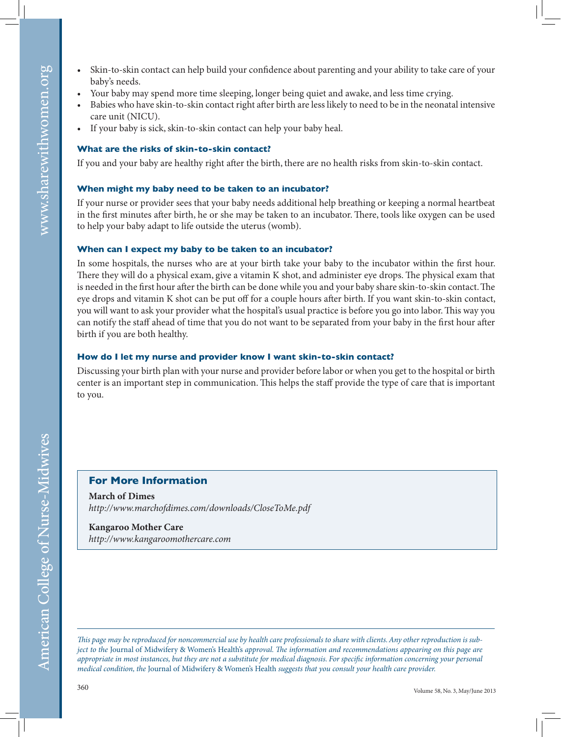- Skin-to-skin contact can help build your confidence about parenting and your ability to take care of your baby's needs.
- Your baby may spend more time sleeping, longer being quiet and awake, and less time crying.
- Babies who have skin-to-skin contact right after birth are less likely to need to be in the neonatal intensive care unit (NICU).
- If your baby is sick, skin-to-skin contact can help your baby heal.

### What are the risks of skin-to-skin contact?

If you and your baby are healthy right after the birth, there are no health risks from skin-to-skin contact.

### When might my baby need to be taken to an incubator?

If your nurse or provider sees that your baby needs additional help breathing or keeping a normal heartbeat in the first minutes after birth, he or she may be taken to an incubator. There, tools like oxygen can be used to help your baby adapt to life outside the uterus (womb).

### When can I expect my baby to be taken to an incubator?

In some hospitals, the nurses who are at your birth take your baby to the incubator within the first hour. There they will do a physical exam, give a vitamin K shot, and administer eye drops. The physical exam that is needed in the first hour after the birth can be done while you and your baby share skin-to-skin contact. The eye drops and vitamin K shot can be put off for a couple hours after birth. If you want skin-to-skin contact, you will want to ask your provider what the hospital's usual practice is before you go into labor. This way you can notify the staff ahead of time that you do not want to be separated from your baby in the first hour after birth if you are both healthy.

### How do I let my nurse and provider know I want skin-to-skin contact?

Discussing your birth plan with your nurse and provider before labor or when you get to the hospital or birth center is an important step in communication. This helps the staff provide the type of care that is important to you.

## For More Information

**March of Dimes**
*http://www.marchofdimes.com/downloads/CloseToMe.pdf*

**Kangaroo Mother Care**
*http://www.kangaroomothercare.com*

*This page may be reproduced for noncommercial use by health care professionals to share with clients. Any other reproduction is subject to the* Journal of Midwifery & Women's Health's *approval. The information and recommendations appearing on this page are appropriate in most instances, but they are not a substitute for medical diagnosis. For specific information concerning your personal medical condition, the* Journal of Midwifery & Women's Health *suggests that you consult your health care provider.*